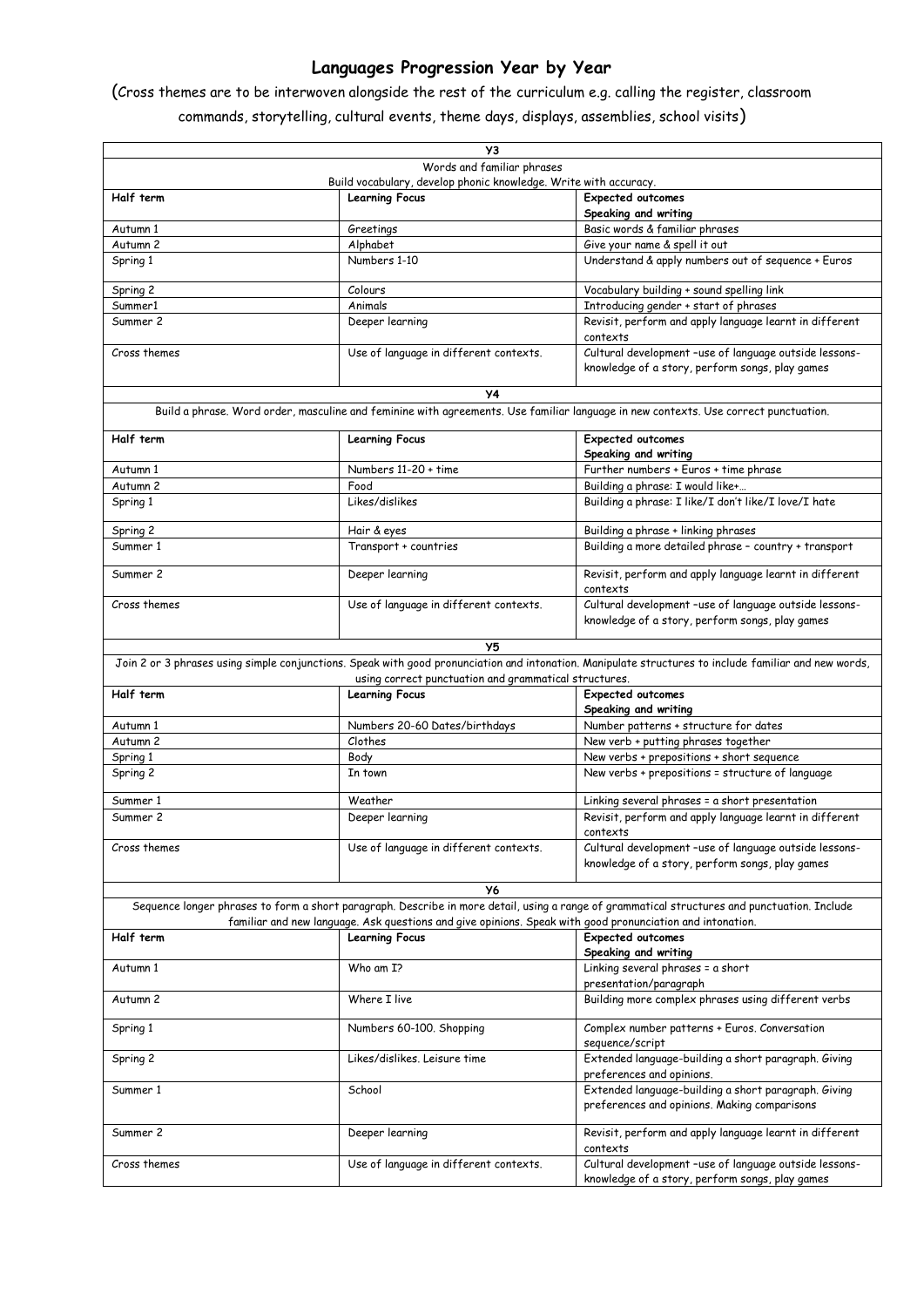# Languages Progression Year by Year

(Cross themes are to be interwoven alongside the rest of the curriculum e.g. calling the register, classroom commands, storytelling, cultural events, theme days, displays, assemblies, school visits)

| Y3 | | |
|---|---|---|
| Words and familiar phrases<br>Build vocabulary, develop phonic knowledge. Write with accuracy. | | |
| **Half term** | **Learning Focus** | **Expected outcomes**<br>**Speaking and writing** |
| Autumn 1 | Greetings | Basic words & familiar phrases |
| Autumn 2 | Alphabet | Give your name & spell it out |
| Spring 1 | Numbers 1-10 | Understand & apply numbers out of sequence + Euros |
| Spring 2 | Colours | Vocabulary building + sound spelling link |
| Summer1 | Animals | Introducing gender + start of phrases |
| Summer 2 | Deeper learning | Revisit, perform and apply language learnt in different contexts |
| Cross themes | Use of language in different contexts. | Cultural development –use of language outside lessons-knowledge of a story, perform songs, play games |

| Y4 | | |
|---|---|---|
| Build a phrase. Word order, masculine and feminine with agreements. Use familiar language in new contexts. Use correct punctuation. | | |
| **Half term** | **Learning Focus** | **Expected outcomes**<br>**Speaking and writing** |
| Autumn 1 | Numbers 11-20 + time | Further numbers + Euros + time phrase |
| Autumn 2 | Food | Building a phrase: I would like+… |
| Spring 1 | Likes/dislikes | Building a phrase: I like/I don't like/I love/I hate |
| Spring 2 | Hair & eyes | Building a phrase + linking phrases |
| Summer 1 | Transport + countries | Building a more detailed phrase – country + transport |
| Summer 2 | Deeper learning | Revisit, perform and apply language learnt in different contexts |
| Cross themes | Use of language in different contexts. | Cultural development –use of language outside lessons-knowledge of a story, perform songs, play games |

| Y5 | | |
|---|---|---|
| Join 2 or 3 phrases using simple conjunctions. Speak with good pronunciation and intonation. Manipulate structures to include familiar and new words, using correct punctuation and grammatical structures. | | |
| **Half term** | **Learning Focus** | **Expected outcomes**<br>**Speaking and writing** |
| Autumn 1 | Numbers 20-60 Dates/birthdays | Number patterns + structure for dates |
| Autumn 2 | Clothes | New verb + putting phrases together |
| Spring 1 | Body | New verbs + prepositions + short sequence |
| Spring 2 | In town | New verbs + prepositions = structure of language |
| Summer 1 | Weather | Linking several phrases = a short presentation |
| Summer 2 | Deeper learning | Revisit, perform and apply language learnt in different contexts |
| Cross themes | Use of language in different contexts. | Cultural development –use of language outside lessons-knowledge of a story, perform songs, play games |

| Y6 | | |
|---|---|---|
| Sequence longer phrases to form a short paragraph. Describe in more detail, using a range of grammatical structures and punctuation. Include familiar and new language. Ask questions and give opinions. Speak with good pronunciation and intonation. | | |
| **Half term** | **Learning Focus** | **Expected outcomes**<br>**Speaking and writing** |
| Autumn 1 | Who am I? | Linking several phrases = a short presentation/paragraph |
| Autumn 2 | Where I live | Building more complex phrases using different verbs |
| Spring 1 | Numbers 60-100. Shopping | Complex number patterns + Euros. Conversation sequence/script |
| Spring 2 | Likes/dislikes. Leisure time | Extended language-building a short paragraph. Giving preferences and opinions. |
| Summer 1 | School | Extended language-building a short paragraph. Giving preferences and opinions. Making comparisons |
| Summer 2 | Deeper learning | Revisit, perform and apply language learnt in different contexts |
| Cross themes | Use of language in different contexts. | Cultural development –use of language outside lessons-knowledge of a story, perform songs, play games |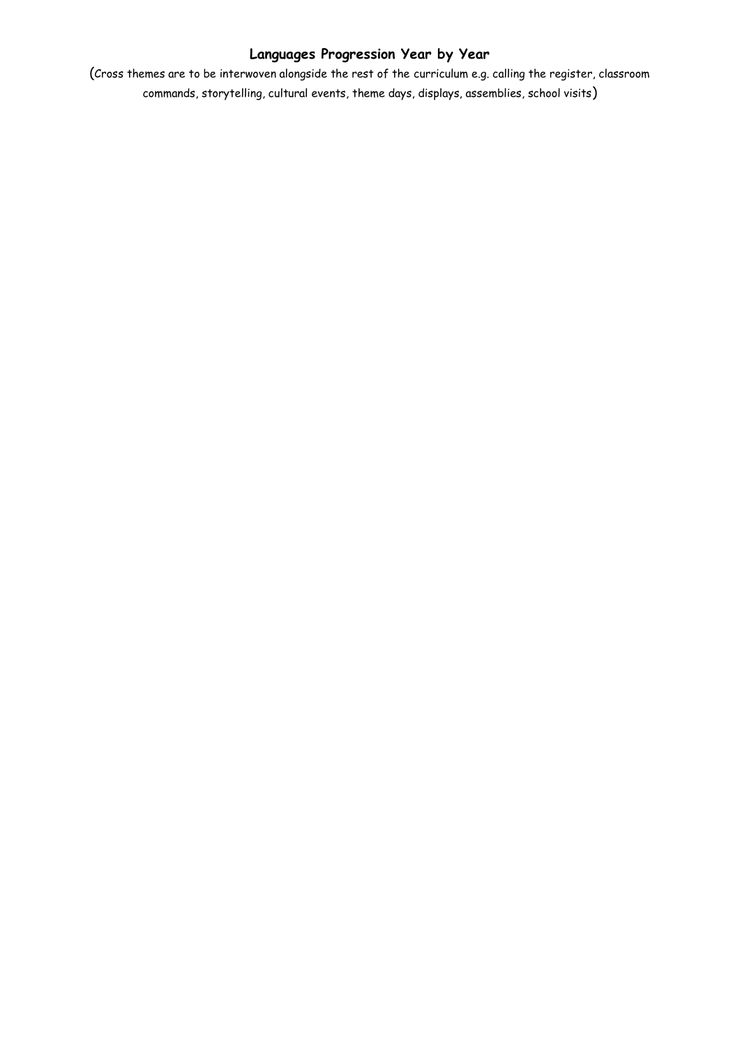# Languages Progression Year by Year

(Cross themes are to be interwoven alongside the rest of the curriculum e.g. calling the register, classroom commands, storytelling, cultural events, theme days, displays, assemblies, school visits)